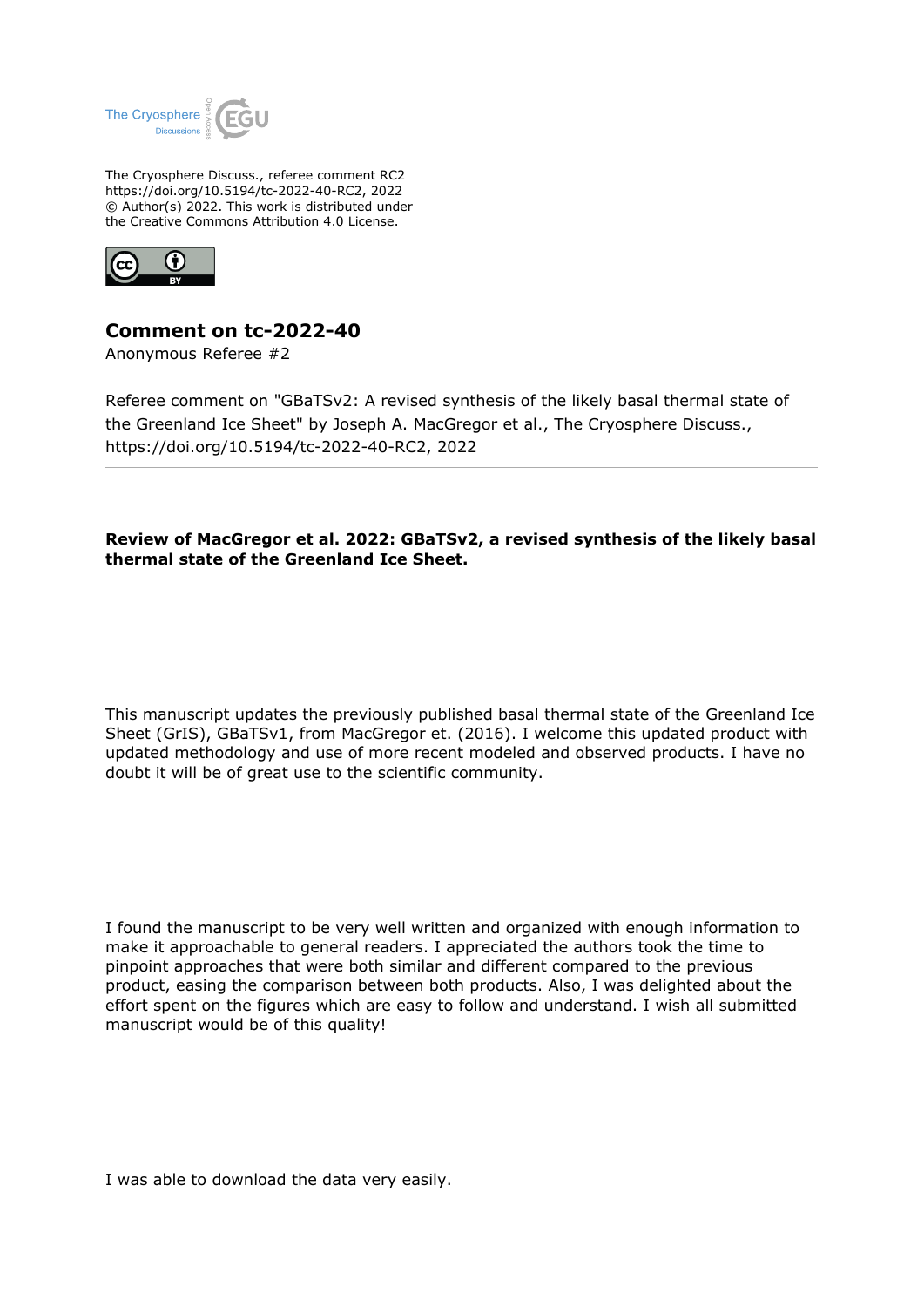The Cryosphere Discuss., referee comment RC2
https://doi.org/10.5194/tc-2022-40-RC2, 2022
© Author(s) 2022. This work is distributed under
the Creative Commons Attribution 4.0 License.

## Comment on tc-2022-40

Anonymous Referee #2

Referee comment on "GBaTSv2: A revised synthesis of the likely basal thermal state of the Greenland Ice Sheet" by Joseph A. MacGregor et al., The Cryosphere Discuss., https://doi.org/10.5194/tc-2022-40-RC2, 2022

---

**Review of MacGregor et al. 2022: GBaTSv2, a revised synthesis of the likely basal thermal state of the Greenland Ice Sheet.**

This manuscript updates the previously published basal thermal state of the Greenland Ice Sheet (GrIS), GBaTSv1, from MacGregor et. (2016). I welcome this updated product with updated methodology and use of more recent modeled and observed products. I have no doubt it will be of great use to the scientific community.

I found the manuscript to be very well written and organized with enough information to make it approachable to general readers. I appreciated the authors took the time to pinpoint approaches that were both similar and different compared to the previous product, easing the comparison between both products. Also, I was delighted about the effort spent on the figures which are easy to follow and understand. I wish all submitted manuscript would be of this quality!

I was able to download the data very easily.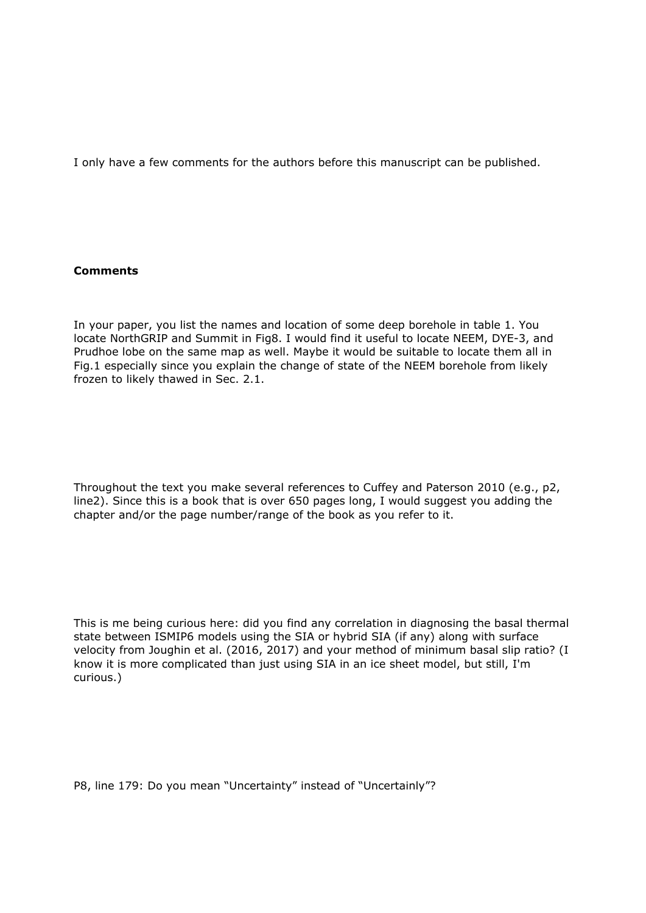I only have a few comments for the authors before this manuscript can be published.

**Comments**

In your paper, you list the names and location of some deep borehole in table 1. You locate NorthGRIP and Summit in Fig8. I would find it useful to locate NEEM, DYE-3, and Prudhoe lobe on the same map as well. Maybe it would be suitable to locate them all in Fig.1 especially since you explain the change of state of the NEEM borehole from likely frozen to likely thawed in Sec. 2.1.

Throughout the text you make several references to Cuffey and Paterson 2010 (e.g., p2, line2). Since this is a book that is over 650 pages long, I would suggest you adding the chapter and/or the page number/range of the book as you refer to it.

This is me being curious here: did you find any correlation in diagnosing the basal thermal state between ISMIP6 models using the SIA or hybrid SIA (if any) along with surface velocity from Joughin et al. (2016, 2017) and your method of minimum basal slip ratio? (I know it is more complicated than just using SIA in an ice sheet model, but still, I'm curious.)

P8, line 179: Do you mean "Uncertainty" instead of "Uncertainly"?